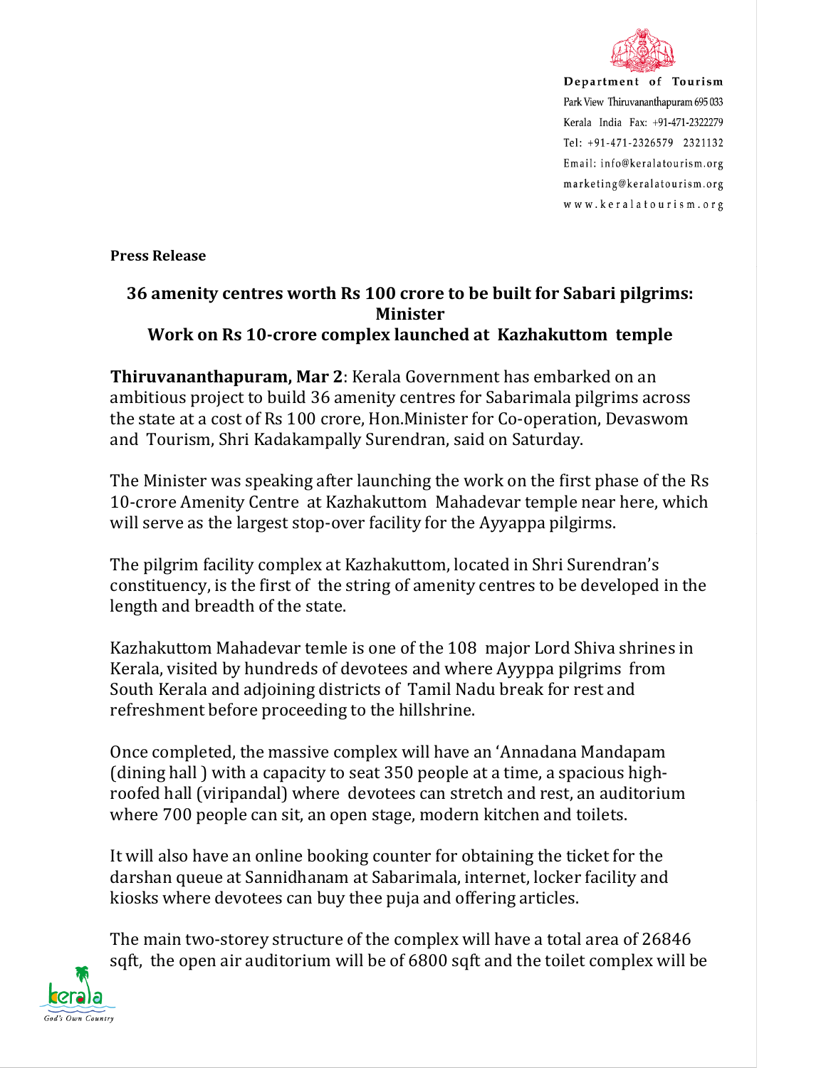Department of Tourism
Park View Thiruvananthapuram 695 033
Kerala India Fax: +91-471-2322279
Tel: +91-471-2326579 2321132
Email: info@keralatourism.org
marketing@keralatourism.org
www.keralatourism.org

**Press Release**

## 36 amenity centres worth Rs 100 crore to be built for Sabari pilgrims: Minister
## Work on Rs 10-crore complex launched at Kazhakuttom temple

**Thiruvananthapuram, Mar 2**: Kerala Government has embarked on an ambitious project to build 36 amenity centres for Sabarimala pilgrims across the state at a cost of Rs 100 crore, Hon.Minister for Co-operation, Devaswom and Tourism, Shri Kadakampally Surendran, said on Saturday.

The Minister was speaking after launching the work on the first phase of the Rs 10-crore Amenity Centre at Kazhakuttom Mahadevar temple near here, which will serve as the largest stop-over facility for the Ayyappa pilgrims.

The pilgrim facility complex at Kazhakuttom, located in Shri Surendran's constituency, is the first of the string of amenity centres to be developed in the length and breadth of the state.

Kazhakuttom Mahadevar temle is one of the 108 major Lord Shiva shrines in Kerala, visited by hundreds of devotees and where Ayyppa pilgrims from South Kerala and adjoining districts of Tamil Nadu break for rest and refreshment before proceeding to the hillshrine.

Once completed, the massive complex will have an 'Annadana Mandapam (dining hall ) with a capacity to seat 350 people at a time, a spacious high-roofed hall (viripandal) where devotees can stretch and rest, an auditorium where 700 people can sit, an open stage, modern kitchen and toilets.

It will also have an online booking counter for obtaining the ticket for the darshan queue at Sannidhanam at Sabarimala, internet, locker facility and kiosks where devotees can buy thee puja and offering articles.

The main two-storey structure of the complex will have a total area of 26846 sqft, the open air auditorium will be of 6800 sqft and the toilet complex will be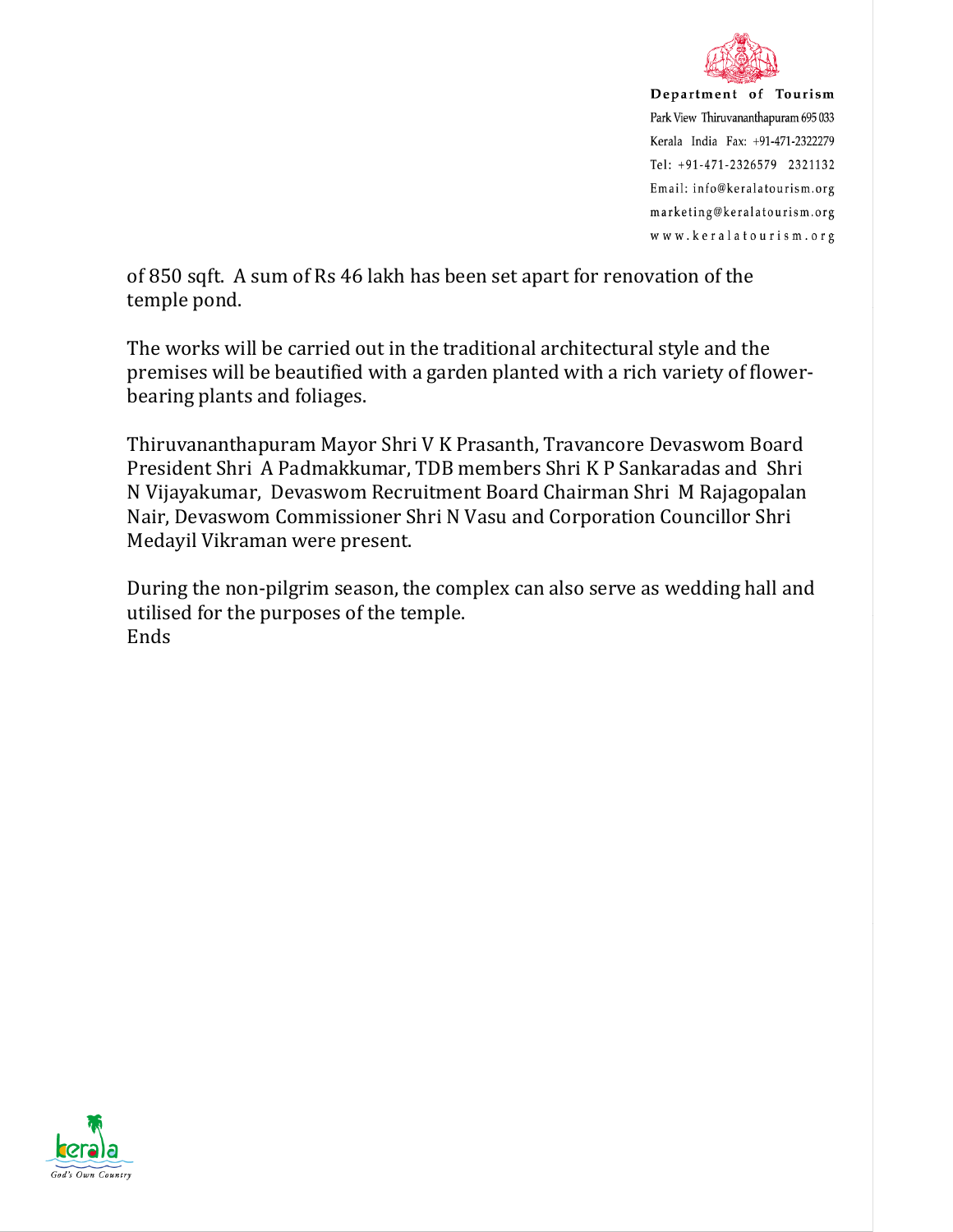of 850 sqft. A sum of Rs 46 lakh has been set apart for renovation of the temple pond.

The works will be carried out in the traditional architectural style and the premises will be beautified with a garden planted with a rich variety of flower-bearing plants and foliages.

Thiruvananthapuram Mayor Shri V K Prasanth, Travancore Devaswom Board President Shri A Padmakkumar, TDB members Shri K P Sankaradas and Shri N Vijayakumar, Devaswom Recruitment Board Chairman Shri M Rajagopalan Nair, Devaswom Commissioner Shri N Vasu and Corporation Councillor Shri Medayil Vikraman were present.

During the non-pilgrim season, the complex can also serve as wedding hall and utilised for the purposes of the temple.
Ends